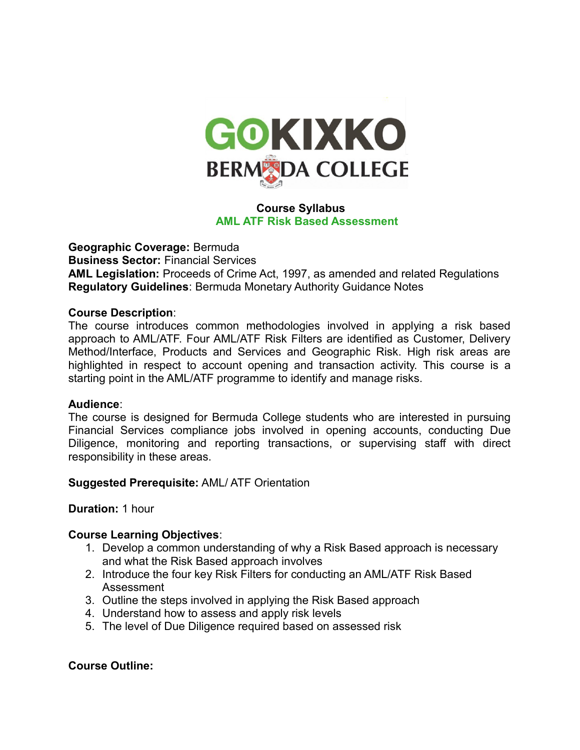GOKIXKO
BERMUDA COLLEGE

## Course Syllabus

## AML ATF Risk Based Assessment

**Geographic Coverage:** Bermuda
**Business Sector:** Financial Services
**AML Legislation:** Proceeds of Crime Act, 1997, as amended and related Regulations
**Regulatory Guidelines**: Bermuda Monetary Authority Guidance Notes

**Course Description**:
The course introduces common methodologies involved in applying a risk based approach to AML/ATF. Four AML/ATF Risk Filters are identified as Customer, Delivery Method/Interface, Products and Services and Geographic Risk. High risk areas are highlighted in respect to account opening and transaction activity. This course is a starting point in the AML/ATF programme to identify and manage risks.

**Audience**:
The course is designed for Bermuda College students who are interested in pursuing Financial Services compliance jobs involved in opening accounts, conducting Due Diligence, monitoring and reporting transactions, or supervising staff with direct responsibility in these areas.

**Suggested Prerequisite:** AML/ ATF Orientation

**Duration:** 1 hour

**Course Learning Objectives**:

1. Develop a common understanding of why a Risk Based approach is necessary and what the Risk Based approach involves
2. Introduce the four key Risk Filters for conducting an AML/ATF Risk Based Assessment
3. Outline the steps involved in applying the Risk Based approach
4. Understand how to assess and apply risk levels
5. The level of Due Diligence required based on assessed risk

**Course Outline:**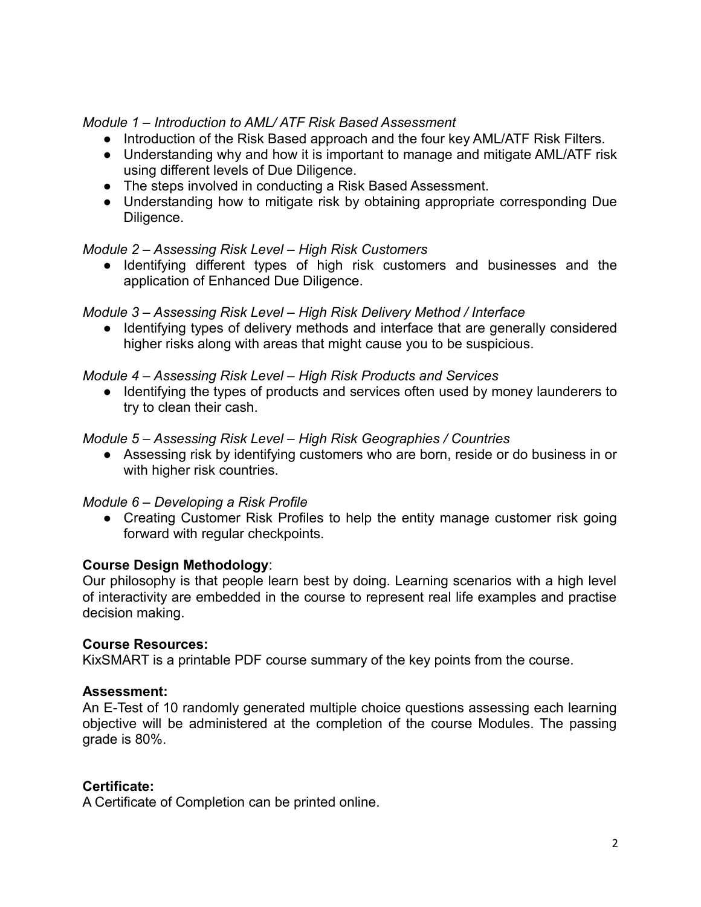*Module 1 – Introduction to AML/ ATF Risk Based Assessment*

- Introduction of the Risk Based approach and the four key AML/ATF Risk Filters.
- Understanding why and how it is important to manage and mitigate AML/ATF risk using different levels of Due Diligence.
- The steps involved in conducting a Risk Based Assessment.
- Understanding how to mitigate risk by obtaining appropriate corresponding Due Diligence.

*Module 2 – Assessing Risk Level – High Risk Customers*

- Identifying different types of high risk customers and businesses and the application of Enhanced Due Diligence.

*Module 3 – Assessing Risk Level – High Risk Delivery Method / Interface*

- Identifying types of delivery methods and interface that are generally considered higher risks along with areas that might cause you to be suspicious.

*Module 4 – Assessing Risk Level – High Risk Products and Services*

- Identifying the types of products and services often used by money launderers to try to clean their cash.

*Module 5 – Assessing Risk Level – High Risk Geographies / Countries*

- Assessing risk by identifying customers who are born, reside or do business in or with higher risk countries.

*Module 6 – Developing a Risk Profile*

- Creating Customer Risk Profiles to help the entity manage customer risk going forward with regular checkpoints.

**Course Design Methodology**:

Our philosophy is that people learn best by doing. Learning scenarios with a high level of interactivity are embedded in the course to represent real life examples and practise decision making.

**Course Resources:**

KixSMART is a printable PDF course summary of the key points from the course.

**Assessment:**

An E-Test of 10 randomly generated multiple choice questions assessing each learning objective will be administered at the completion of the course Modules. The passing grade is 80%.

**Certificate:**

A Certificate of Completion can be printed online.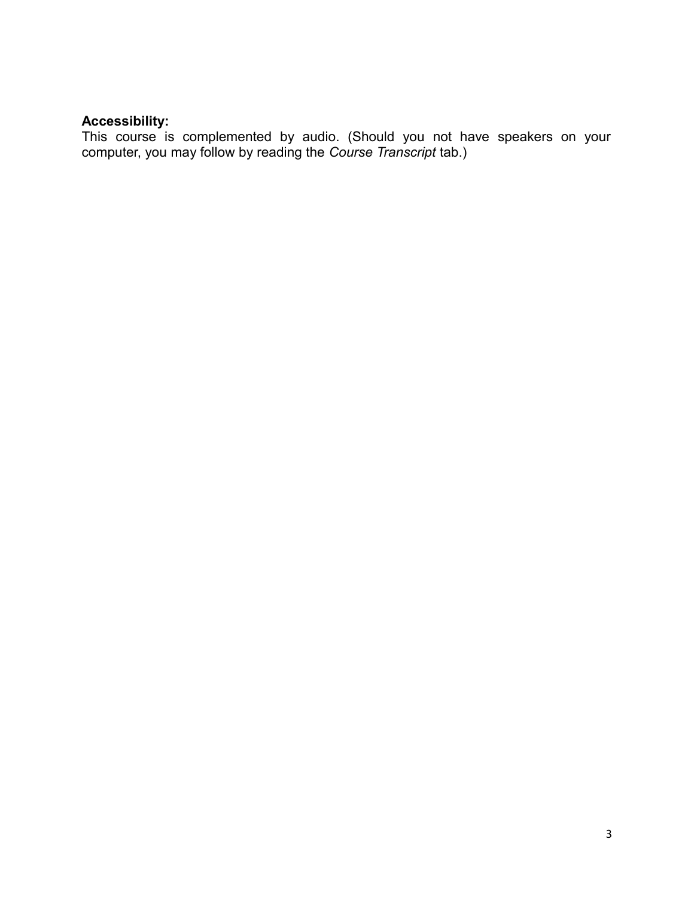**Accessibility:**
This course is complemented by audio. (Should you not have speakers on your computer, you may follow by reading the *Course Transcript* tab.)